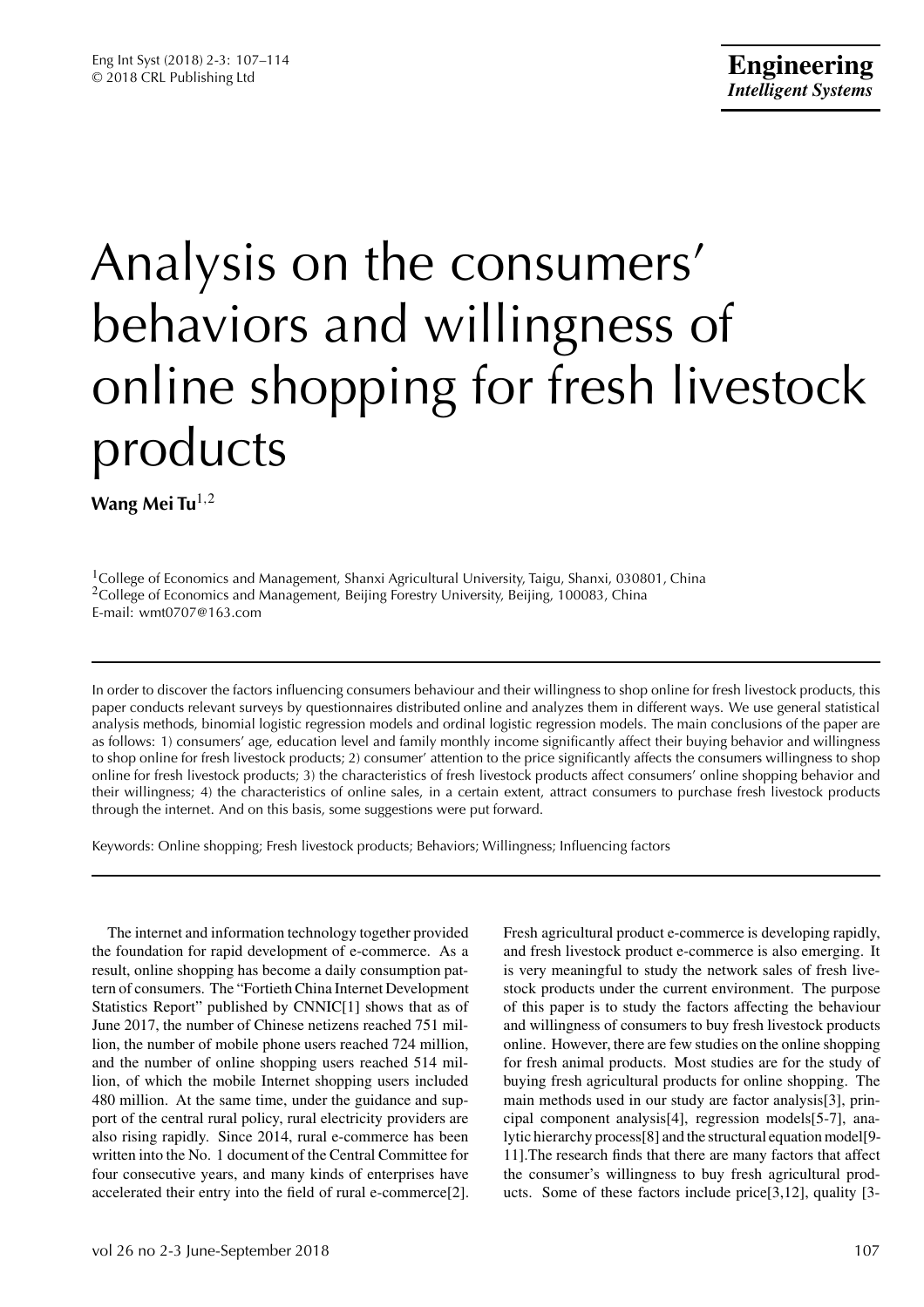# Analysis on the consumers' behaviors and willingness of online shopping for fresh livestock products

**Wang Mei Tu**[1,2]

[1]College of Economics and Management, Shanxi Agricultural University, Taigu, Shanxi, 030801, China
[2]College of Economics and Management, Beijing Forestry University, Beijing, 100083, China
E-mail: wmt0707@163.com

---

In order to discover the factors influencing consumers behaviour and their willingness to shop online for fresh livestock products, this paper conducts relevant surveys by questionnaires distributed online and analyzes them in different ways. We use general statistical analysis methods, binomial logistic regression models and ordinal logistic regression models. The main conclusions of the paper are as follows: 1) consumers' age, education level and family monthly income significantly affect their buying behavior and willingness to shop online for fresh livestock products; 2) consumer' attention to the price significantly affects the consumers willingness to shop online for fresh livestock products; 3) the characteristics of fresh livestock products affect consumers' online shopping behavior and their willingness; 4) the characteristics of online sales, in a certain extent, attract consumers to purchase fresh livestock products through the internet. And on this basis, some suggestions were put forward.

Keywords: Online shopping; Fresh livestock products; Behaviors; Willingness; Influencing factors

---

The internet and information technology together provided the foundation for rapid development of e-commerce. As a result, online shopping has become a daily consumption pattern of consumers. The "Fortieth China Internet Development Statistics Report" published by CNNIC[1] shows that as of June 2017, the number of Chinese netizens reached 751 million, the number of mobile phone users reached 724 million, and the number of online shopping users reached 514 million, of which the mobile Internet shopping users included 480 million. At the same time, under the guidance and support of the central rural policy, rural electricity providers are also rising rapidly. Since 2014, rural e-commerce has been written into the No. 1 document of the Central Committee for four consecutive years, and many kinds of enterprises have accelerated their entry into the field of rural e-commerce[2]. Fresh agricultural product e-commerce is developing rapidly, and fresh livestock product e-commerce is also emerging. It is very meaningful to study the network sales of fresh livestock products under the current environment. The purpose of this paper is to study the factors affecting the behaviour and willingness of consumers to buy fresh livestock products online. However, there are few studies on the online shopping for fresh animal products. Most studies are for the study of buying fresh agricultural products for online shopping. The main methods used in our study are factor analysis[3], principal component analysis[4], regression models[5-7], analytic hierarchy process[8] and the structural equation model[9-11].The research finds that there are many factors that affect the consumer's willingness to buy fresh agricultural products. Some of these factors include price[3,12], quality [3-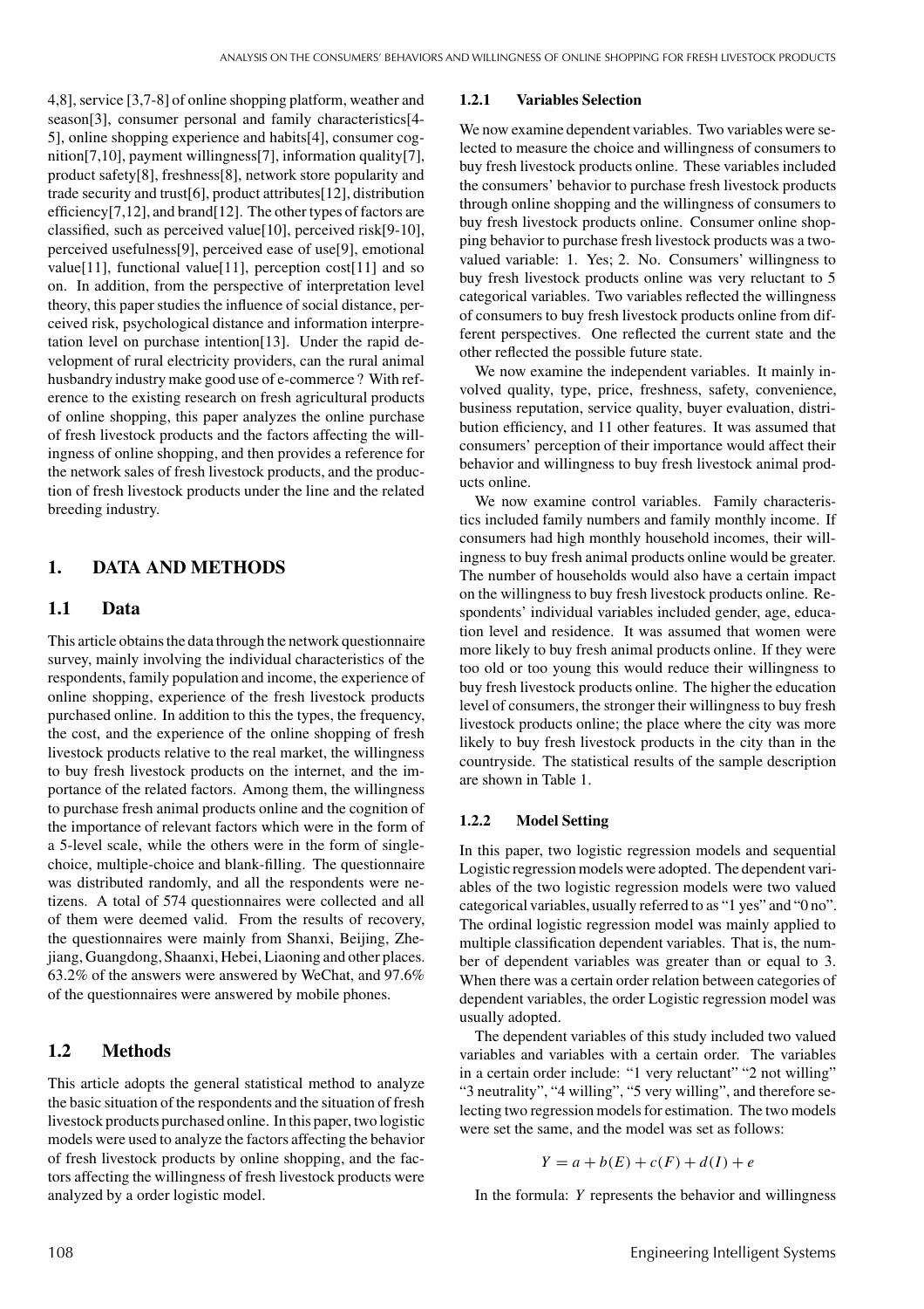4,8], service [3,7-8] of online shopping platform, weather and season[3], consumer personal and family characteristics[4-5], online shopping experience and habits[4], consumer cognition[7,10], payment willingness[7], information quality[7], product safety[8], freshness[8], network store popularity and trade security and trust[6], product attributes[12], distribution efficiency[7,12], and brand[12]. The other types of factors are classified, such as perceived value[10], perceived risk[9-10], perceived usefulness[9], perceived ease of use[9], emotional value[11], functional value[11], perception cost[11] and so on. In addition, from the perspective of interpretation level theory, this paper studies the influence of social distance, perceived risk, psychological distance and information interpretation level on purchase intention[13]. Under the rapid development of rural electricity providers, can the rural animal husbandry industry make good use of e-commerce ? With reference to the existing research on fresh agricultural products of online shopping, this paper analyzes the online purchase of fresh livestock products and the factors affecting the willingness of online shopping, and then provides a reference for the network sales of fresh livestock products, and the production of fresh livestock products under the line and the related breeding industry.

# 1. DATA AND METHODS

## 1.1 Data

This article obtains the data through the network questionnaire survey, mainly involving the individual characteristics of the respondents, family population and income, the experience of online shopping, experience of the fresh livestock products purchased online. In addition to this the types, the frequency, the cost, and the experience of the online shopping of fresh livestock products relative to the real market, the willingness to buy fresh livestock products on the internet, and the importance of the related factors. Among them, the willingness to purchase fresh animal products online and the cognition of the importance of relevant factors which were in the form of a 5-level scale, while the others were in the form of single-choice, multiple-choice and blank-filling. The questionnaire was distributed randomly, and all the respondents were netizens. A total of 574 questionnaires were collected and all of them were deemed valid. From the results of recovery, the questionnaires were mainly from Shanxi, Beijing, Zhejiang, Guangdong, Shaanxi, Hebei, Liaoning and other places. 63.2% of the answers were answered by WeChat, and 97.6% of the questionnaires were answered by mobile phones.

## 1.2 Methods

This article adopts the general statistical method to analyze the basic situation of the respondents and the situation of fresh livestock products purchased online. In this paper, two logistic models were used to analyze the factors affecting the behavior of fresh livestock products by online shopping, and the factors affecting the willingness of fresh livestock products were analyzed by a order logistic model.

### 1.2.1 Variables Selection

We now examine dependent variables. Two variables were selected to measure the choice and willingness of consumers to buy fresh livestock products online. These variables included the consumers' behavior to purchase fresh livestock products through online shopping and the willingness of consumers to buy fresh livestock products online. Consumer online shopping behavior to purchase fresh livestock products was a two-valued variable: 1. Yes; 2. No. Consumers' willingness to buy fresh livestock products online was very reluctant to 5 categorical variables. Two variables reflected the willingness of consumers to buy fresh livestock products online from different perspectives. One reflected the current state and the other reflected the possible future state.

We now examine the independent variables. It mainly involved quality, type, price, freshness, safety, convenience, business reputation, service quality, buyer evaluation, distribution efficiency, and 11 other features. It was assumed that consumers' perception of their importance would affect their behavior and willingness to buy fresh livestock animal products online.

We now examine control variables. Family characteristics included family numbers and family monthly income. If consumers had high monthly household incomes, their willingness to buy fresh animal products online would be greater. The number of households would also have a certain impact on the willingness to buy fresh livestock products online. Respondents' individual variables included gender, age, education level and residence. It was assumed that women were more likely to buy fresh animal products online. If they were too old or too young this would reduce their willingness to buy fresh livestock products online. The higher the education level of consumers, the stronger their willingness to buy fresh livestock products online; the place where the city was more likely to buy fresh livestock products in the city than in the countryside. The statistical results of the sample description are shown in Table 1.

### 1.2.2 Model Setting

In this paper, two logistic regression models and sequential Logistic regression models were adopted. The dependent variables of the two logistic regression models were two valued categorical variables, usually referred to as "1 yes" and "0 no". The ordinal logistic regression model was mainly applied to multiple classification dependent variables. That is, the number of dependent variables was greater than or equal to 3. When there was a certain order relation between categories of dependent variables, the order Logistic regression model was usually adopted.

The dependent variables of this study included two valued variables and variables with a certain order. The variables in a certain order include: "1 very reluctant" "2 not willing" "3 neutrality", "4 willing", "5 very willing", and therefore selecting two regression models for estimation. The two models were set the same, and the model was set as follows:

$$Y = a + b(E) + c(F) + d(I) + e$$

In the formula: $Y$ represents the behavior and willingness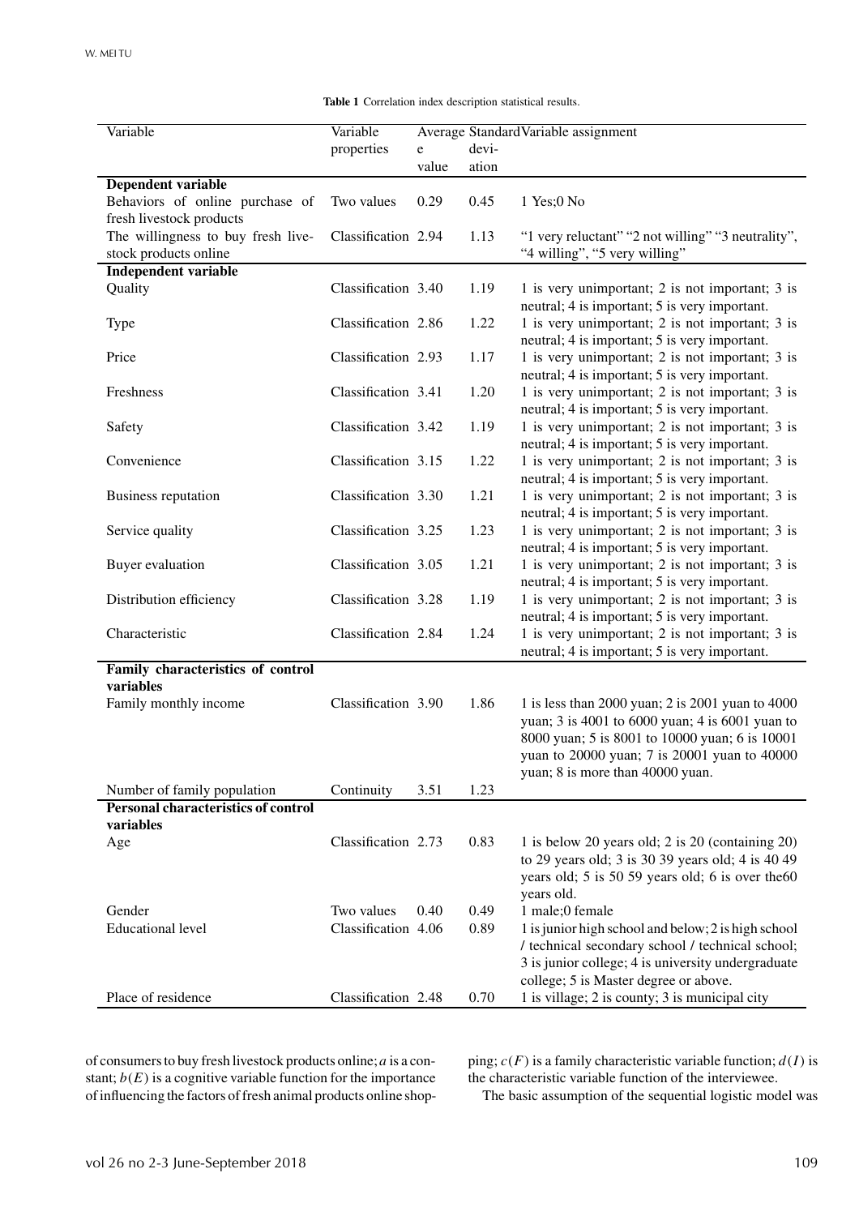**Table 1** Correlation index description statistical results.

| Variable | Variable properties | Average value | Standard deviation | Variable assignment |
|---|---|---|---|---|
| **Dependent variable** | | | | |
| Behaviors of online purchase of fresh livestock products | Two values | 0.29 | 0.45 | 1 Yes;0 No |
| The willingness to buy fresh livestock products online | Classification | 2.94 | 1.13 | "1 very reluctant" "2 not willing" "3 neutrality", "4 willing", "5 very willing" |
| **Independent variable** | | | | |
| Quality | Classification | 3.40 | 1.19 | 1 is very unimportant; 2 is not important; 3 is neutral; 4 is important; 5 is very important. |
| Type | Classification | 2.86 | 1.22 | 1 is very unimportant; 2 is not important; 3 is neutral; 4 is important; 5 is very important. |
| Price | Classification | 2.93 | 1.17 | 1 is very unimportant; 2 is not important; 3 is neutral; 4 is important; 5 is very important. |
| Freshness | Classification | 3.41 | 1.20 | 1 is very unimportant; 2 is not important; 3 is neutral; 4 is important; 5 is very important. |
| Safety | Classification | 3.42 | 1.19 | 1 is very unimportant; 2 is not important; 3 is neutral; 4 is important; 5 is very important. |
| Convenience | Classification | 3.15 | 1.22 | 1 is very unimportant; 2 is not important; 3 is neutral; 4 is important; 5 is very important. |
| Business reputation | Classification | 3.30 | 1.21 | 1 is very unimportant; 2 is not important; 3 is neutral; 4 is important; 5 is very important. |
| Service quality | Classification | 3.25 | 1.23 | 1 is very unimportant; 2 is not important; 3 is neutral; 4 is important; 5 is very important. |
| Buyer evaluation | Classification | 3.05 | 1.21 | 1 is very unimportant; 2 is not important; 3 is neutral; 4 is important; 5 is very important. |
| Distribution efficiency | Classification | 3.28 | 1.19 | 1 is very unimportant; 2 is not important; 3 is neutral; 4 is important; 5 is very important. |
| Characteristic | Classification | 2.84 | 1.24 | 1 is very unimportant; 2 is not important; 3 is neutral; 4 is important; 5 is very important. |
| **Family characteristics of control variables** | | | | |
| Family monthly income | Classification | 3.90 | 1.86 | 1 is less than 2000 yuan; 2 is 2001 yuan to 4000 yuan; 3 is 4001 to 6000 yuan; 4 is 6001 yuan to 8000 yuan; 5 is 8001 to 10000 yuan; 6 is 10001 yuan to 20000 yuan; 7 is 20001 yuan to 40000 yuan; 8 is more than 40000 yuan. |
| Number of family population | Continuity | 3.51 | 1.23 | |
| **Personal characteristics of control variables** | | | | |
| Age | Classification | 2.73 | 0.83 | 1 is below 20 years old; 2 is 20 (containing 20) to 29 years old; 3 is 30 39 years old; 4 is 40 49 years old; 5 is 50 59 years old; 6 is over the60 years old. |
| Gender | Two values | 0.40 | 0.49 | 1 male;0 female |
| Educational level | Classification | 4.06 | 0.89 | 1 is junior high school and below; 2 is high school / technical secondary school / technical school; 3 is junior college; 4 is university undergraduate college; 5 is Master degree or above. |
| Place of residence | Classification | 2.48 | 0.70 | 1 is village; 2 is county; 3 is municipal city |

of consumers to buy fresh livestock products online; $a$ is a constant; $b(E)$ is a cognitive variable function for the importance of influencing the factors of fresh animal products online shopping; $c(F)$ is a family characteristic variable function; $d(I)$ is the characteristic variable function of the interviewee.

The basic assumption of the sequential logistic model was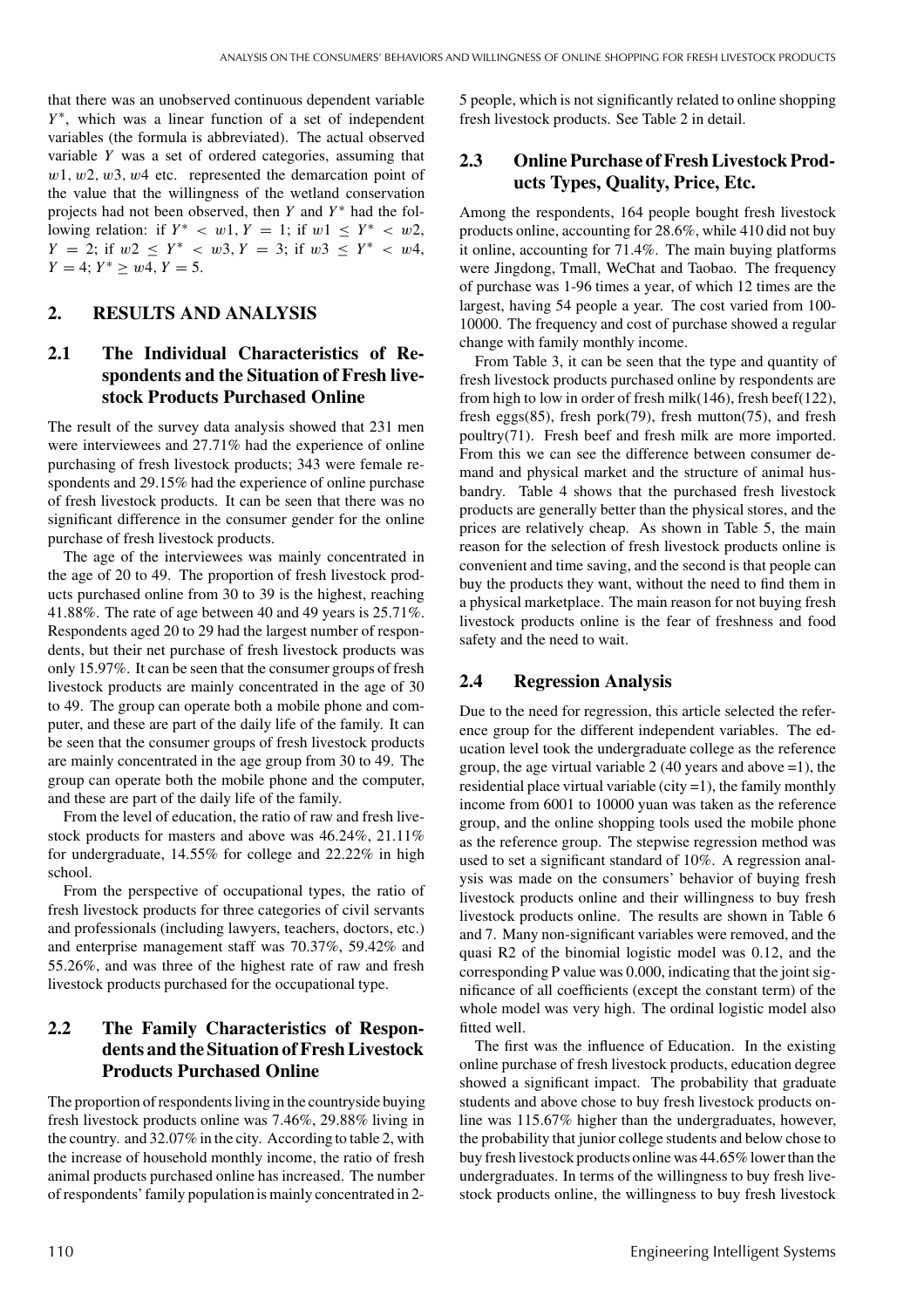that there was an unobserved continuous dependent variable $Y^*$, which was a linear function of a set of independent variables (the formula is abbreviated). The actual observed variable $Y$ was a set of ordered categories, assuming that $w1$, $w2$, $w3$, $w4$ etc. represented the demarcation point of the value that the willingness of the wetland conservation projects had not been observed, then $Y$ and $Y^*$ had the following relation: if $Y^* < w1, Y = 1$; if $w1 \leq Y^* < w2$, $Y = 2$; if $w2 \leq Y^* < w3, Y = 3$; if $w3 \leq Y^* < w4$, $Y = 4$; $Y^* \geq w4, Y = 5$.

## 2. RESULTS AND ANALYSIS

### 2.1 The Individual Characteristics of Respondents and the Situation of Fresh livestock Products Purchased Online

The result of the survey data analysis showed that 231 men were interviewees and 27.71% had the experience of online purchasing of fresh livestock products; 343 were female respondents and 29.15% had the experience of online purchase of fresh livestock products. It can be seen that there was no significant difference in the consumer gender for the online purchase of fresh livestock products.

The age of the interviewees was mainly concentrated in the age of 20 to 49. The proportion of fresh livestock products purchased online from 30 to 39 is the highest, reaching 41.88%. The rate of age between 40 and 49 years is 25.71%. Respondents aged 20 to 29 had the largest number of respondents, but their net purchase of fresh livestock products was only 15.97%. It can be seen that the consumer groups of fresh livestock products are mainly concentrated in the age of 30 to 49. The group can operate both a mobile phone and computer, and these are part of the daily life of the family. It can be seen that the consumer groups of fresh livestock products are mainly concentrated in the age group from 30 to 49. The group can operate both the mobile phone and the computer, and these are part of the daily life of the family.

From the level of education, the ratio of raw and fresh livestock products for masters and above was 46.24%, 21.11% for undergraduate, 14.55% for college and 22.22% in high school.

From the perspective of occupational types, the ratio of fresh livestock products for three categories of civil servants and professionals (including lawyers, teachers, doctors, etc.) and enterprise management staff was 70.37%, 59.42% and 55.26%, and was three of the highest rate of raw and fresh livestock products purchased for the occupational type.

### 2.2 The Family Characteristics of Respondents and the Situation of Fresh Livestock Products Purchased Online

The proportion of respondents living in the countryside buying fresh livestock products online was 7.46%, 29.88% living in the country. and 32.07% in the city. According to table 2, with the increase of household monthly income, the ratio of fresh animal products purchased online has increased. The number of respondents' family population is mainly concentrated in 2-5 people, which is not significantly related to online shopping fresh livestock products. See Table 2 in detail.

### 2.3 Online Purchase of Fresh Livestock Products Types, Quality, Price, Etc.

Among the respondents, 164 people bought fresh livestock products online, accounting for 28.6%, while 410 did not buy it online, accounting for 71.4%. The main buying platforms were Jingdong, Tmall, WeChat and Taobao. The frequency of purchase was 1-96 times a year, of which 12 times are the largest, having 54 people a year. The cost varied from 100-10000. The frequency and cost of purchase showed a regular change with family monthly income.

From Table 3, it can be seen that the type and quantity of fresh livestock products purchased online by respondents are from high to low in order of fresh milk(146), fresh beef(122), fresh eggs(85), fresh pork(79), fresh mutton(75), and fresh poultry(71). Fresh beef and fresh milk are more imported. From this we can see the difference between consumer demand and physical market and the structure of animal husbandry. Table 4 shows that the purchased fresh livestock products are generally better than the physical stores, and the prices are relatively cheap. As shown in Table 5, the main reason for the selection of fresh livestock products online is convenient and time saving, and the second is that people can buy the products they want, without the need to find them in a physical marketplace. The main reason for not buying fresh livestock products online is the fear of freshness and food safety and the need to wait.

### 2.4 Regression Analysis

Due to the need for regression, this article selected the reference group for the different independent variables. The education level took the undergraduate college as the reference group, the age virtual variable 2 (40 years and above =1), the residential place virtual variable (city =1), the family monthly income from 6001 to 10000 yuan was taken as the reference group, and the online shopping tools used the mobile phone as the reference group. The stepwise regression method was used to set a significant standard of 10%. A regression analysis was made on the consumers' behavior of buying fresh livestock products online and their willingness to buy fresh livestock products online. The results are shown in Table 6 and 7. Many non-significant variables were removed, and the quasi R2 of the binomial logistic model was 0.12, and the corresponding P value was 0.000, indicating that the joint significance of all coefficients (except the constant term) of the whole model was very high. The ordinal logistic model also fitted well.

The first was the influence of Education. In the existing online purchase of fresh livestock products, education degree showed a significant impact. The probability that graduate students and above chose to buy fresh livestock products online was 115.67% higher than the undergraduates, however, the probability that junior college students and below chose to buy fresh livestock products online was 44.65% lower than the undergraduates. In terms of the willingness to buy fresh livestock products online, the willingness to buy fresh livestock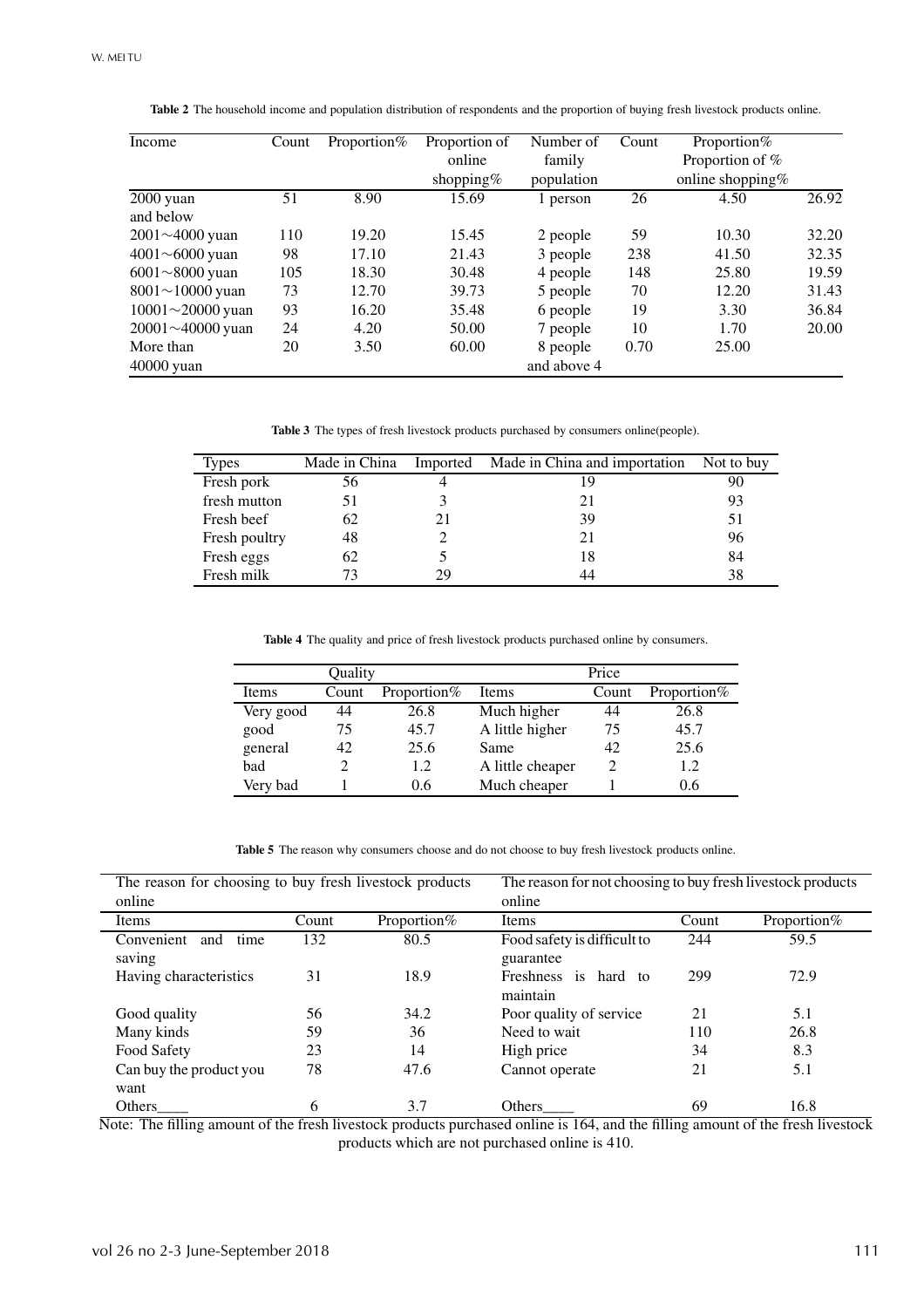**Table 2** The household income and population distribution of respondents and the proportion of buying fresh livestock products online.

| Income | Count | Proportion% | Proportion of online shopping% | Number of family population | Count | Proportion% Proportion of % online shopping% | |
|---|---|---|---|---|---|---|---|
| 2000 yuan and below | 51 | 8.90 | 15.69 | 1 person | 26 | 4.50 | 26.92 |
| 2001～4000 yuan | 110 | 19.20 | 15.45 | 2 people | 59 | 10.30 | 32.20 |
| 4001～6000 yuan | 98 | 17.10 | 21.43 | 3 people | 238 | 41.50 | 32.35 |
| 6001～8000 yuan | 105 | 18.30 | 30.48 | 4 people | 148 | 25.80 | 19.59 |
| 8001～10000 yuan | 73 | 12.70 | 39.73 | 5 people | 70 | 12.20 | 31.43 |
| 10001～20000 yuan | 93 | 16.20 | 35.48 | 6 people | 19 | 3.30 | 36.84 |
| 20001～40000 yuan | 24 | 4.20 | 50.00 | 7 people | 10 | 1.70 | 20.00 |
| More than 40000 yuan | 20 | 3.50 | 60.00 | 8 people and above 4 | 0.70 | 25.00 | |

**Table 3** The types of fresh livestock products purchased by consumers online(people).

| Types | Made in China | Imported | Made in China and importation | Not to buy |
|---|---|---|---|---|
| Fresh pork | 56 | 4 | 19 | 90 |
| fresh mutton | 51 | 3 | 21 | 93 |
| Fresh beef | 62 | 21 | 39 | 51 |
| Fresh poultry | 48 | 2 | 21 | 96 |
| Fresh eggs | 62 | 5 | 18 | 84 |
| Fresh milk | 73 | 29 | 44 | 38 |

**Table 4** The quality and price of fresh livestock products purchased online by consumers.

| Quality | | | Price | | |
|---|---|---|---|---|---|
| Items | Count | Proportion% | Items | Count | Proportion% |
| Very good | 44 | 26.8 | Much higher | 44 | 26.8 |
| good | 75 | 45.7 | A little higher | 75 | 45.7 |
| general | 42 | 25.6 | Same | 42 | 25.6 |
| bad | 2 | 1.2 | A little cheaper | 2 | 1.2 |
| Very bad | 1 | 0.6 | Much cheaper | 1 | 0.6 |

**Table 5** The reason why consumers choose and do not choose to buy fresh livestock products online.

| The reason for choosing to buy fresh livestock products online | | | The reason for not choosing to buy fresh livestock products online | | |
|---|---|---|---|---|---|
| Items | Count | Proportion% | Items | Count | Proportion% |
| Convenient and time saving | 132 | 80.5 | Food safety is difficult to guarantee | 244 | 59.5 |
| Having characteristics | 31 | 18.9 | Freshness is hard to maintain | 299 | 72.9 |
| Good quality | 56 | 34.2 | Poor quality of service | 21 | 5.1 |
| Many kinds | 59 | 36 | Need to wait | 110 | 26.8 |
| Food Safety | 23 | 14 | High price | 34 | 8.3 |
| Can buy the product you want | 78 | 47.6 | Cannot operate | 21 | 5.1 |
| Others____ | 6 | 3.7 | Others____ | 69 | 16.8 |

Note: The filling amount of the fresh livestock products purchased online is 164, and the filling amount of the fresh livestock products which are not purchased online is 410.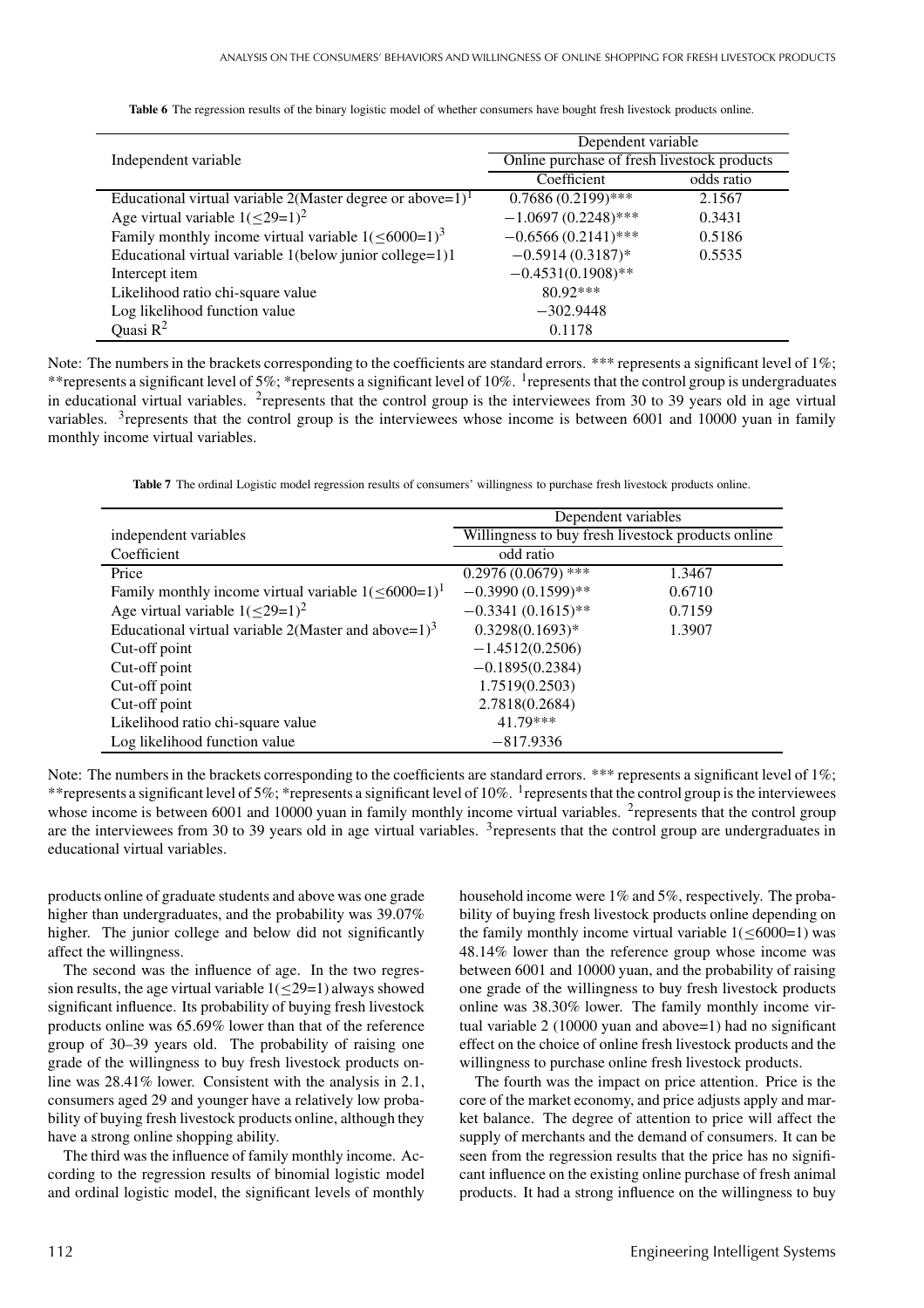**Table 6** The regression results of the binary logistic model of whether consumers have bought fresh livestock products online.

| Independent variable | Dependent variable | |
|---|---|---|
| | Online purchase of fresh livestock products | |
| | Coefficient | odds ratio |
| Educational virtual variable 2(Master degree or above=1)[1] | 0.7686 (0.2199)*** | 2.1567 |
| Age virtual variable 1($\leq$29=1)[2] | −1.0697 (0.2248)*** | 0.3431 |
| Family monthly income virtual variable 1($\leq$6000=1)[3] | −0.6566 (0.2141)*** | 0.5186 |
| Educational virtual variable 1(below junior college=1)1 | −0.5914 (0.3187)* | 0.5535 |
| Intercept item | −0.4531(0.1908)** | |
| Likelihood ratio chi-square value | 80.92*** | |
| Log likelihood function value | −302.9448 | |
| Quasi $R^2$ | 0.1178 | |

Note: The numbers in the brackets corresponding to the coefficients are standard errors. *** represents a significant level of 1%; **represents a significant level of 5%; *represents a significant level of 10%. [1]represents that the control group is undergraduates in educational virtual variables. [2]represents that the control group is the interviewees from 30 to 39 years old in age virtual variables. [3]represents that the control group is the interviewees whose income is between 6001 and 10000 yuan in family monthly income virtual variables.

**Table 7** The ordinal Logistic model regression results of consumers' willingness to purchase fresh livestock products online.

| independent variables | Dependent variables | |
|---|---|---|
| | Willingness to buy fresh livestock products online | |
| Coefficient | odd ratio | |
| Price | 0.2976 (0.0679) *** | 1.3467 |
| Family monthly income virtual variable 1($\leq$6000=1)[1] | −0.3990 (0.1599)** | 0.6710 |
| Age virtual variable 1($\leq$29=1)[2] | −0.3341 (0.1615)** | 0.7159 |
| Educational virtual variable 2(Master and above=1)[3] | 0.3298(0.1693)* | 1.3907 |
| Cut-off point | −1.4512(0.2506) | |
| Cut-off point | −0.1895(0.2384) | |
| Cut-off point | 1.7519(0.2503) | |
| Cut-off point | 2.7818(0.2684) | |
| Likelihood ratio chi-square value | 41.79*** | |
| Log likelihood function value | −817.9336 | |

Note: The numbers in the brackets corresponding to the coefficients are standard errors. *** represents a significant level of 1%; **represents a significant level of 5%; *represents a significant level of 10%. [1]represents that the control group is the interviewees whose income is between 6001 and 10000 yuan in family monthly income virtual variables. [2]represents that the control group are the interviewees from 30 to 39 years old in age virtual variables. [3]represents that the control group are undergraduates in educational virtual variables.

products online of graduate students and above was one grade higher than undergraduates, and the probability was 39.07% higher. The junior college and below did not significantly affect the willingness.

The second was the influence of age. In the two regression results, the age virtual variable 1($\leq$29=1) always showed significant influence. Its probability of buying fresh livestock products online was 65.69% lower than that of the reference group of 30–39 years old. The probability of raising one grade of the willingness to buy fresh livestock products online was 28.41% lower. Consistent with the analysis in 2.1, consumers aged 29 and younger have a relatively low probability of buying fresh livestock products online, although they have a strong online shopping ability.

The third was the influence of family monthly income. According to the regression results of binomial logistic model and ordinal logistic model, the significant levels of monthly household income were 1% and 5%, respectively. The probability of buying fresh livestock products online depending on the family monthly income virtual variable 1($\leq$6000=1) was 48.14% lower than the reference group whose income was between 6001 and 10000 yuan, and the probability of raising one grade of the willingness to buy fresh livestock products online was 38.30% lower. The family monthly income virtual variable 2 (10000 yuan and above=1) had no significant effect on the choice of online fresh livestock products and the willingness to purchase online fresh livestock products.

The fourth was the impact on price attention. Price is the core of the market economy, and price adjusts apply and market balance. The degree of attention to price will affect the supply of merchants and the demand of consumers. It can be seen from the regression results that the price has no significant influence on the existing online purchase of fresh animal products. It had a strong influence on the willingness to buy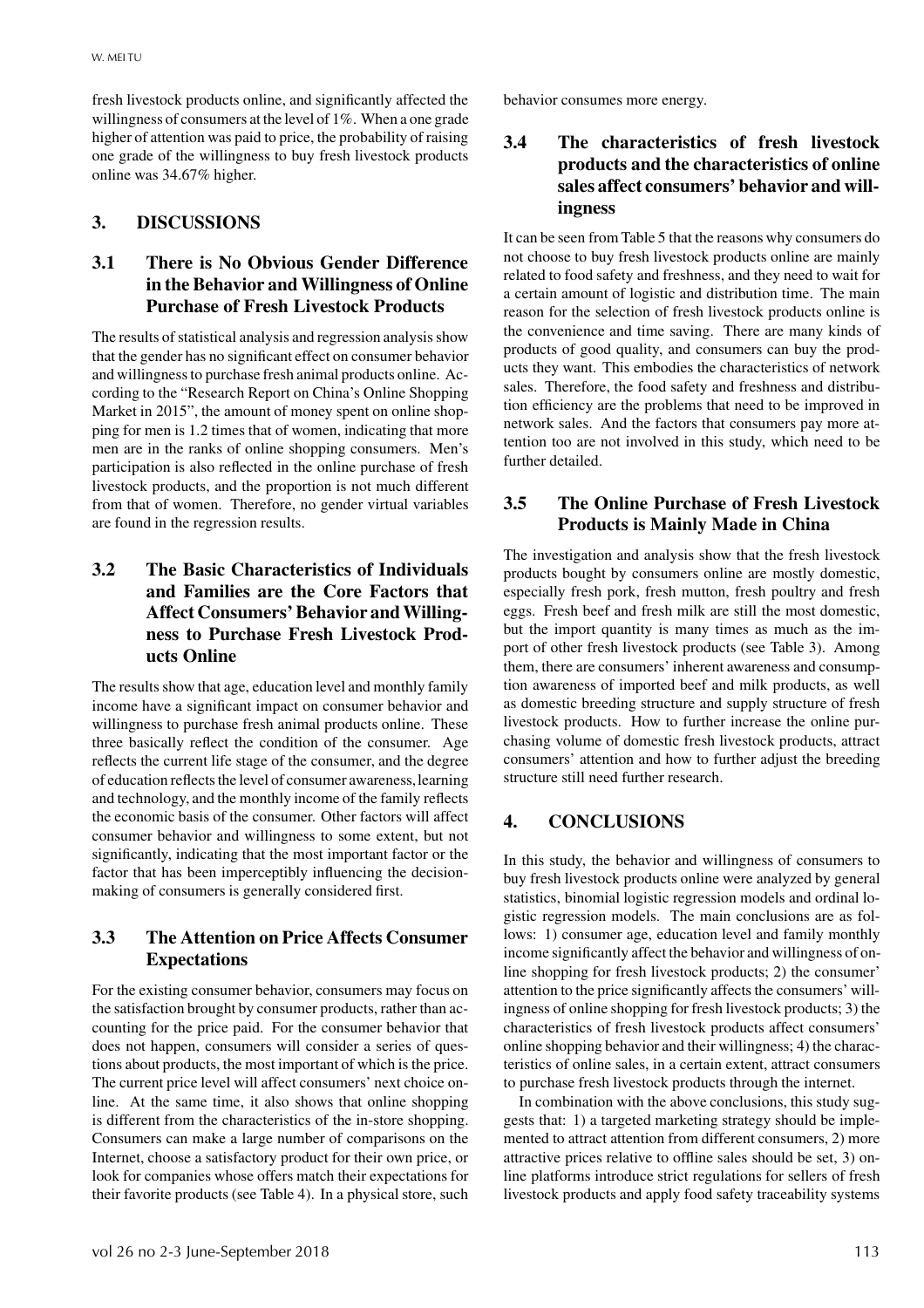fresh livestock products online, and significantly affected the willingness of consumers at the level of 1%. When a one grade higher of attention was paid to price, the probability of raising one grade of the willingness to buy fresh livestock products online was 34.67% higher.

## 3. DISCUSSIONS

### 3.1 There is No Obvious Gender Difference in the Behavior and Willingness of Online Purchase of Fresh Livestock Products

The results of statistical analysis and regression analysis show that the gender has no significant effect on consumer behavior and willingness to purchase fresh animal products online. According to the "Research Report on China's Online Shopping Market in 2015", the amount of money spent on online shopping for men is 1.2 times that of women, indicating that more men are in the ranks of online shopping consumers. Men's participation is also reflected in the online purchase of fresh livestock products, and the proportion is not much different from that of women. Therefore, no gender virtual variables are found in the regression results.

### 3.2 The Basic Characteristics of Individuals and Families are the Core Factors that Affect Consumers' Behavior and Willingness to Purchase Fresh Livestock Products Online

The results show that age, education level and monthly family income have a significant impact on consumer behavior and willingness to purchase fresh animal products online. These three basically reflect the condition of the consumer. Age reflects the current life stage of the consumer, and the degree of education reflects the level of consumer awareness, learning and technology, and the monthly income of the family reflects the economic basis of the consumer. Other factors will affect consumer behavior and willingness to some extent, but not significantly, indicating that the most important factor or the factor that has been imperceptibly influencing the decision-making of consumers is generally considered first.

### 3.3 The Attention on Price Affects Consumer Expectations

For the existing consumer behavior, consumers may focus on the satisfaction brought by consumer products, rather than accounting for the price paid. For the consumer behavior that does not happen, consumers will consider a series of questions about products, the most important of which is the price. The current price level will affect consumers' next choice online. At the same time, it also shows that online shopping is different from the characteristics of the in-store shopping. Consumers can make a large number of comparisons on the Internet, choose a satisfactory product for their own price, or look for companies whose offers match their expectations for their favorite products (see Table 4). In a physical store, such behavior consumes more energy.

### 3.4 The characteristics of fresh livestock products and the characteristics of online sales affect consumers' behavior and willingness

It can be seen from Table 5 that the reasons why consumers do not choose to buy fresh livestock products online are mainly related to food safety and freshness, and they need to wait for a certain amount of logistic and distribution time. The main reason for the selection of fresh livestock products online is the convenience and time saving. There are many kinds of products of good quality, and consumers can buy the products they want. This embodies the characteristics of network sales. Therefore, the food safety and freshness and distribution efficiency are the problems that need to be improved in network sales. And the factors that consumers pay more attention too are not involved in this study, which need to be further detailed.

### 3.5 The Online Purchase of Fresh Livestock Products is Mainly Made in China

The investigation and analysis show that the fresh livestock products bought by consumers online are mostly domestic, especially fresh pork, fresh mutton, fresh poultry and fresh eggs. Fresh beef and fresh milk are still the most domestic, but the import quantity is many times as much as the import of other fresh livestock products (see Table 3). Among them, there are consumers' inherent awareness and consumption awareness of imported beef and milk products, as well as domestic breeding structure and supply structure of fresh livestock products. How to further increase the online purchasing volume of domestic fresh livestock products, attract consumers' attention and how to further adjust the breeding structure still need further research.

## 4. CONCLUSIONS

In this study, the behavior and willingness of consumers to buy fresh livestock products online were analyzed by general statistics, binomial logistic regression models and ordinal logistic regression models. The main conclusions are as follows: 1) consumer age, education level and family monthly income significantly affect the behavior and willingness of online shopping for fresh livestock products; 2) the consumer' attention to the price significantly affects the consumers' willingness of online shopping for fresh livestock products; 3) the characteristics of fresh livestock products affect consumers' online shopping behavior and their willingness; 4) the characteristics of online sales, in a certain extent, attract consumers to purchase fresh livestock products through the internet.

In combination with the above conclusions, this study suggests that: 1) a targeted marketing strategy should be implemented to attract attention from different consumers, 2) more attractive prices relative to offline sales should be set, 3) online platforms introduce strict regulations for sellers of fresh livestock products and apply food safety traceability systems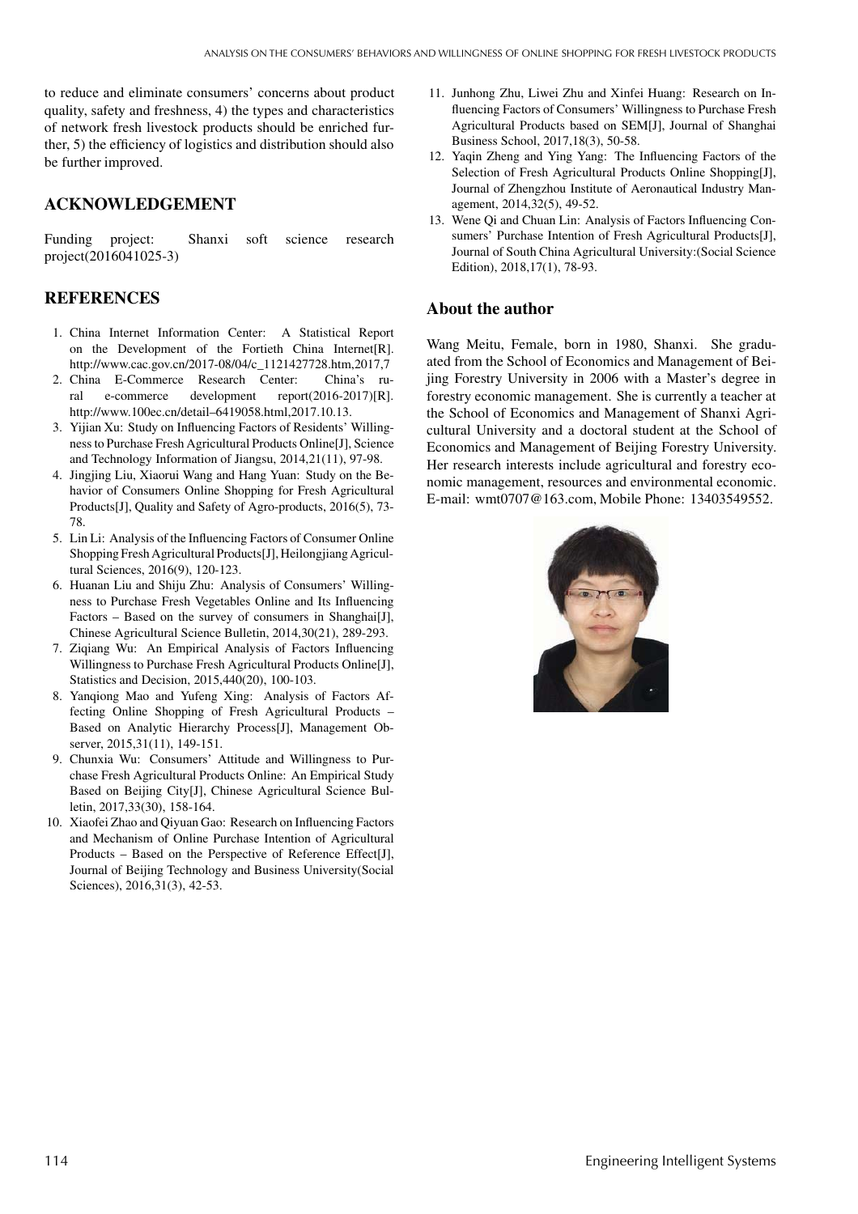to reduce and eliminate consumers' concerns about product quality, safety and freshness, 4) the types and characteristics of network fresh livestock products should be enriched further, 5) the efficiency of logistics and distribution should also be further improved.

## ACKNOWLEDGEMENT

Funding project: Shanxi soft science research project(2016041025-3)

## REFERENCES

1. China Internet Information Center: A Statistical Report on the Development of the Fortieth China Internet[R]. http://www.cac.gov.cn/2017-08/04/c_1121427728.htm,2017,7
2. China E-Commerce Research Center: China's rural e-commerce development report(2016-2017)[R]. http://www.100ec.cn/detail–6419058.html,2017.10.13.
3. Yijian Xu: Study on Influencing Factors of Residents' Willingness to Purchase Fresh Agricultural Products Online[J], Science and Technology Information of Jiangsu, 2014,21(11), 97-98.
4. Jingjing Liu, Xiaorui Wang and Hang Yuan: Study on the Behavior of Consumers Online Shopping for Fresh Agricultural Products[J], Quality and Safety of Agro-products, 2016(5), 73-78.
5. Lin Li: Analysis of the Influencing Factors of Consumer Online Shopping Fresh Agricultural Products[J], Heilongjiang Agricultural Sciences, 2016(9), 120-123.
6. Huanan Liu and Shiju Zhu: Analysis of Consumers' Willingness to Purchase Fresh Vegetables Online and Its Influencing Factors – Based on the survey of consumers in Shanghai[J], Chinese Agricultural Science Bulletin, 2014,30(21), 289-293.
7. Ziqiang Wu: An Empirical Analysis of Factors Influencing Willingness to Purchase Fresh Agricultural Products Online[J], Statistics and Decision, 2015,440(20), 100-103.
8. Yanqiong Mao and Yufeng Xing: Analysis of Factors Affecting Online Shopping of Fresh Agricultural Products – Based on Analytic Hierarchy Process[J], Management Observer, 2015,31(11), 149-151.
9. Chunxia Wu: Consumers' Attitude and Willingness to Purchase Fresh Agricultural Products Online: An Empirical Study Based on Beijing City[J], Chinese Agricultural Science Bulletin, 2017,33(30), 158-164.
10. Xiaofei Zhao and Qiyuan Gao: Research on Influencing Factors and Mechanism of Online Purchase Intention of Agricultural Products – Based on the Perspective of Reference Effect[J], Journal of Beijing Technology and Business University(Social Sciences), 2016,31(3), 42-53.
11. Junhong Zhu, Liwei Zhu and Xinfei Huang: Research on Influencing Factors of Consumers' Willingness to Purchase Fresh Agricultural Products based on SEM[J], Journal of Shanghai Business School, 2017,18(3), 50-58.
12. Yaqin Zheng and Ying Yang: The Influencing Factors of the Selection of Fresh Agricultural Products Online Shopping[J], Journal of Zhengzhou Institute of Aeronautical Industry Management, 2014,32(5), 49-52.
13. Wene Qi and Chuan Lin: Analysis of Factors Influencing Consumers' Purchase Intention of Fresh Agricultural Products[J], Journal of South China Agricultural University:(Social Science Edition), 2018,17(1), 78-93.

## About the author

Wang Meitu, Female, born in 1980, Shanxi. She graduated from the School of Economics and Management of Beijing Forestry University in 2006 with a Master's degree in forestry economic management. She is currently a teacher at the School of Economics and Management of Shanxi Agricultural University and a doctoral student at the School of Economics and Management of Beijing Forestry University. Her research interests include agricultural and forestry economic management, resources and environmental economic. E-mail: wmt0707@163.com, Mobile Phone: 13403549552.